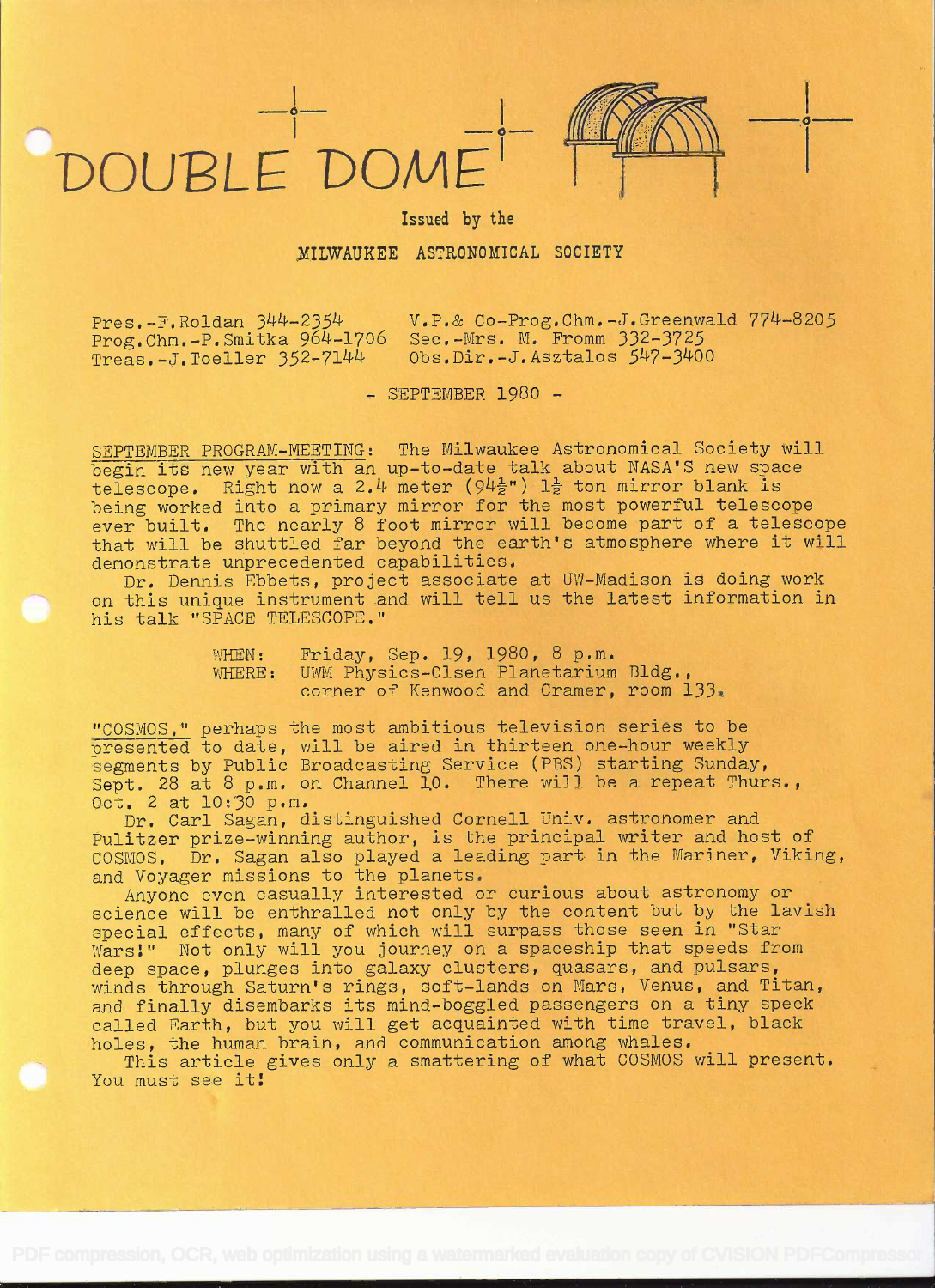# DOUBLE DOME

Issued by the

**MILWAUKEE ASTRONOMICAL SOCIETY**

Pres.-F.Roldan 344-2354 V.P.& Co-Prog.Chm.-J.Greenwald 774-8205
Prog.Chm.-P.Smitka 964-1706 Sec.-Mrs. M. Fromm 332-3725
Treas.-J.Toeller 352-7144 Obs.Dir.-J.Asztalos 547-3400

\- SEPTEMBER 1980 -

SEPTEMBER PROGRAM-MEETING: The Milwaukee Astronomical Society will begin its new year with an up-to-date talk about NASA'S new space telescope. Right now a 2.4 meter (94½") 1½ ton mirror blank is being worked into a primary mirror for the most powerful telescope ever built. The nearly 8 foot mirror will become part of a telescope that will be shuttled far beyond the earth's atmosphere where it will demonstrate unprecedented capabilities.

Dr. Dennis Ebbets, project associate at UW-Madison is doing work on this unique instrument and will tell us the latest information in his talk "SPACE TELESCOPE."

WHEN: Friday, Sep. 19, 1980, 8 p.m.
WHERE: UWM Physics-Olsen Planetarium Bldg., corner of Kenwood and Cramer, room 133.

"COSMOS," perhaps the most ambitious television series to be presented to date, will be aired in thirteen one-hour weekly segments by Public Broadcasting Service (PBS) starting Sunday, Sept. 28 at 8 p.m. on Channel 10. There will be a repeat Thurs., Oct. 2 at 10:30 p.m.

Dr. Carl Sagan, distinguished Cornell Univ. astronomer and Pulitzer prize-winning author, is the principal writer and host of COSMOS. Dr. Sagan also played a leading part in the Mariner, Viking, and Voyager missions to the planets.

Anyone even casually interested or curious about astronomy or science will be enthralled not only by the content but by the lavish special effects, many of which will surpass those seen in "Star Wars!" Not only will you journey on a spaceship that speeds from deep space, plunges into galaxy clusters, quasars, and pulsars, winds through Saturn's rings, soft-lands on Mars, Venus, and Titan, and finally disembarks its mind-boggled passengers on a tiny speck called Earth, but you will get acquainted with time travel, black holes, the human brain, and communication among whales.

This article gives only a smattering of what COSMOS will present. You must see it!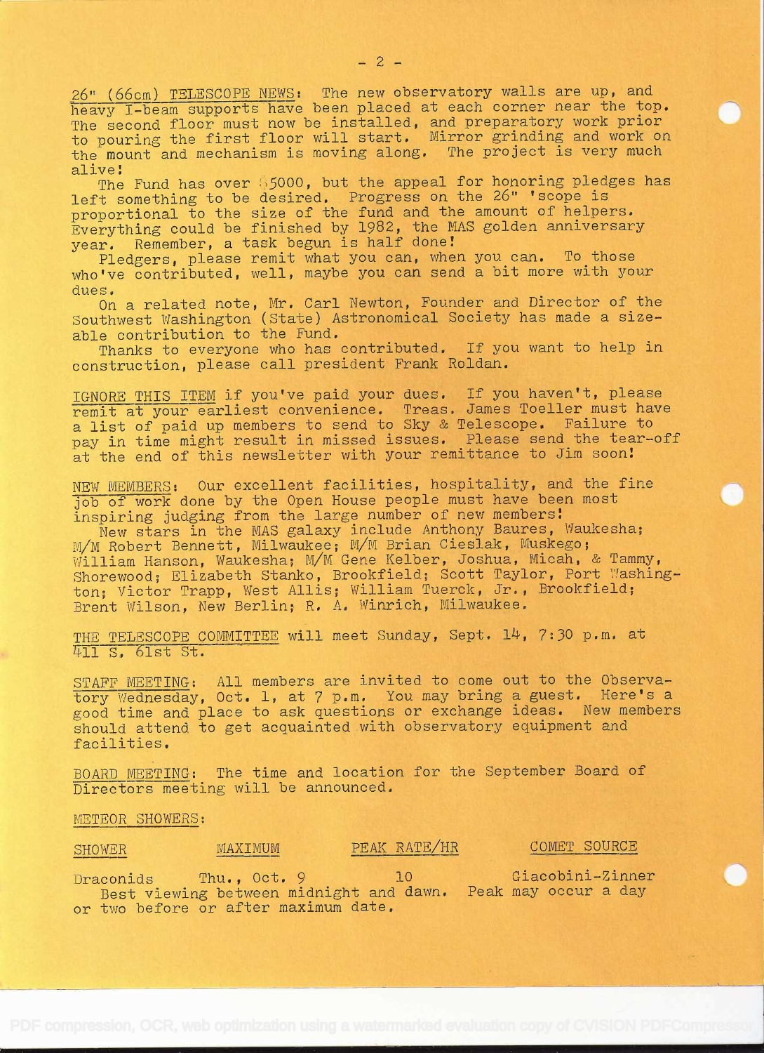26" (66cm) TELESCOPE NEWS: The new observatory walls are up, and heavy I-beam supports have been placed at each corner near the top. The second floor must now be installed, and preparatory work prior to pouring the first floor will start. Mirror grinding and work on the mount and mechanism is moving along. The project is very much alive!

The Fund has over $5000, but the appeal for honoring pledges has left something to be desired. Progress on the 26" 'scope is proportional to the size of the fund and the amount of helpers. Everything could be finished by 1982, the MAS golden anniversary year. Remember, a task begun is half done!

Pledgers, please remit what you can, when you can. To those who've contributed, well, maybe you can send a bit more with your dues.

On a related note, Mr. Carl Newton, Founder and Director of the Southwest Washington (State) Astronomical Society has made a sizeable contribution to the Fund.

Thanks to everyone who has contributed. If you want to help in construction, please call president Frank Roldan.

IGNORE THIS ITEM if you've paid your dues. If you haven't, please remit at your earliest convenience. Treas. James Toeller must have a list of paid up members to send to Sky & Telescope. Failure to pay in time might result in missed issues. Please send the tear-off at the end of this newsletter with your remittance to Jim soon!

NEW MEMBERS: Our excellent facilities, hospitality, and the fine job of work done by the Open House people must have been most inspiring judging from the large number of new members!

New stars in the MAS galaxy include Anthony Baures, Waukesha; M/M Robert Bennett, Milwaukee; M/M Brian Cieslak, Muskego; William Hanson, Waukesha; M/M Gene Kelber, Joshua, Micah, & Tammy, Shorewood; Elizabeth Stanko, Brookfield; Scott Taylor, Port Washington; Victor Trapp, West Allis; William Tuerck, Jr., Brookfield; Brent Wilson, New Berlin; R. A. Winrich, Milwaukee.

THE TELESCOPE COMMITTEE will meet Sunday, Sept. 14, 7:30 p.m. at 411 S. 61st St.

STAFF MEETING: All members are invited to come out to the Observatory Wednesday, Oct. 1, at 7 p.m. You may bring a guest. Here's a good time and place to ask questions or exchange ideas. New members should attend to get acquainted with observatory equipment and facilities.

BOARD MEETING: The time and location for the September Board of Directors meeting will be announced.

METEOR SHOWERS:

| SHOWER | MAXIMUM | PEAK RATE/HR | COMET SOURCE |
|---|---|---|---|
| Draconids | Thu., Oct. 9 | 10 | Giacobini-Zinner |

Best viewing between midnight and dawn. Peak may occur a day or two before or after maximum date.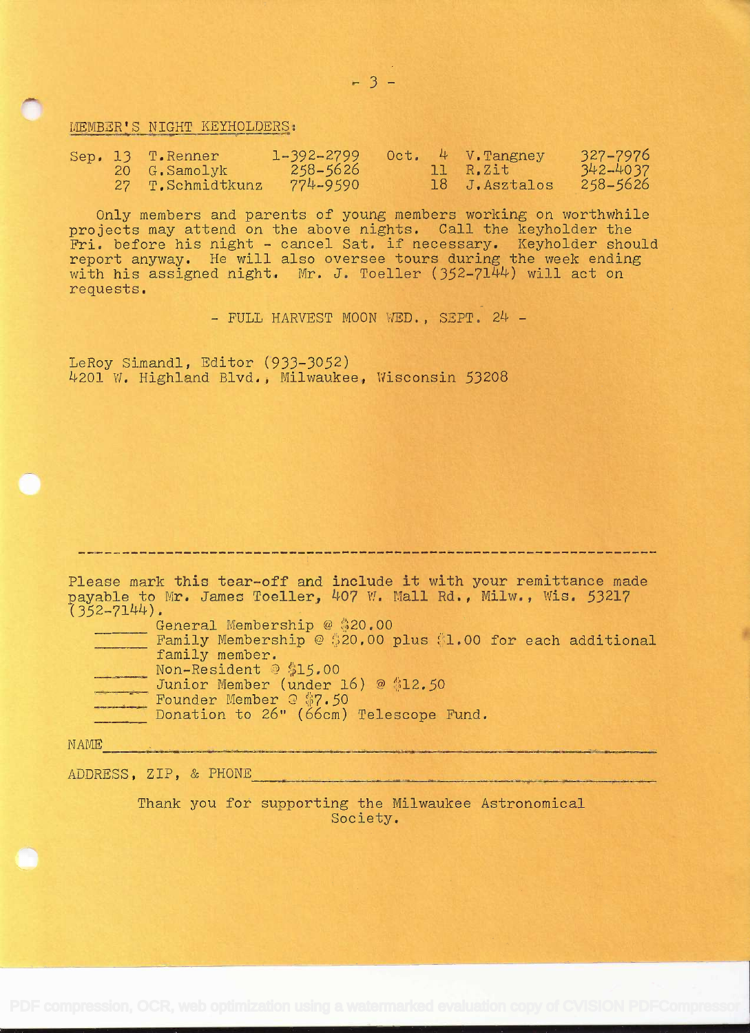MEMBER'S NIGHT KEYHOLDERS:

| | | | | | |
|---|---|---|---|---|---|
| Sep. 13 | T.Renner | 1-392-2799 | Oct. 4 | V.Tangney | 327-7976 |
| 20 | G.Samolyk | 258-5626 | 11 | R.Zit | 342-4037 |
| 27 | T.Schmidtkunz | 774-9590 | 18 | J.Asztalos | 258-5626 |

Only members and parents of young members working on worthwhile projects may attend on the above nights. Call the keyholder the Fri. before his night - cancel Sat. if necessary. Keyholder should report anyway. He will also oversee tours during the week ending with his assigned night. Mr. J. Toeller (352-7144) will act on requests.

- FULL HARVEST MOON WED., SEPT. 24 -

LeRoy Simandl, Editor (933-3052)
4201 W. Highland Blvd., Milwaukee, Wisconsin 53208

---

Please mark this tear-off and include it with your remittance made payable to Mr. James Toeller, 407 W. Mall Rd., Milw., Wis. 53217 (352-7144).

______ General Membership @ $20.00
______ Family Membership @ $20.00 plus $1.00 for each additional family member.
______ Non-Resident @ $15.00
______ Junior Member (under 16) @ $12.50
______ Founder Member @ $7.50
______ Donation to 26" (66cm) Telescope Fund.

NAME ________________________________________________

ADDRESS, ZIP, & PHONE ________________________________

Thank you for supporting the Milwaukee Astronomical Society.